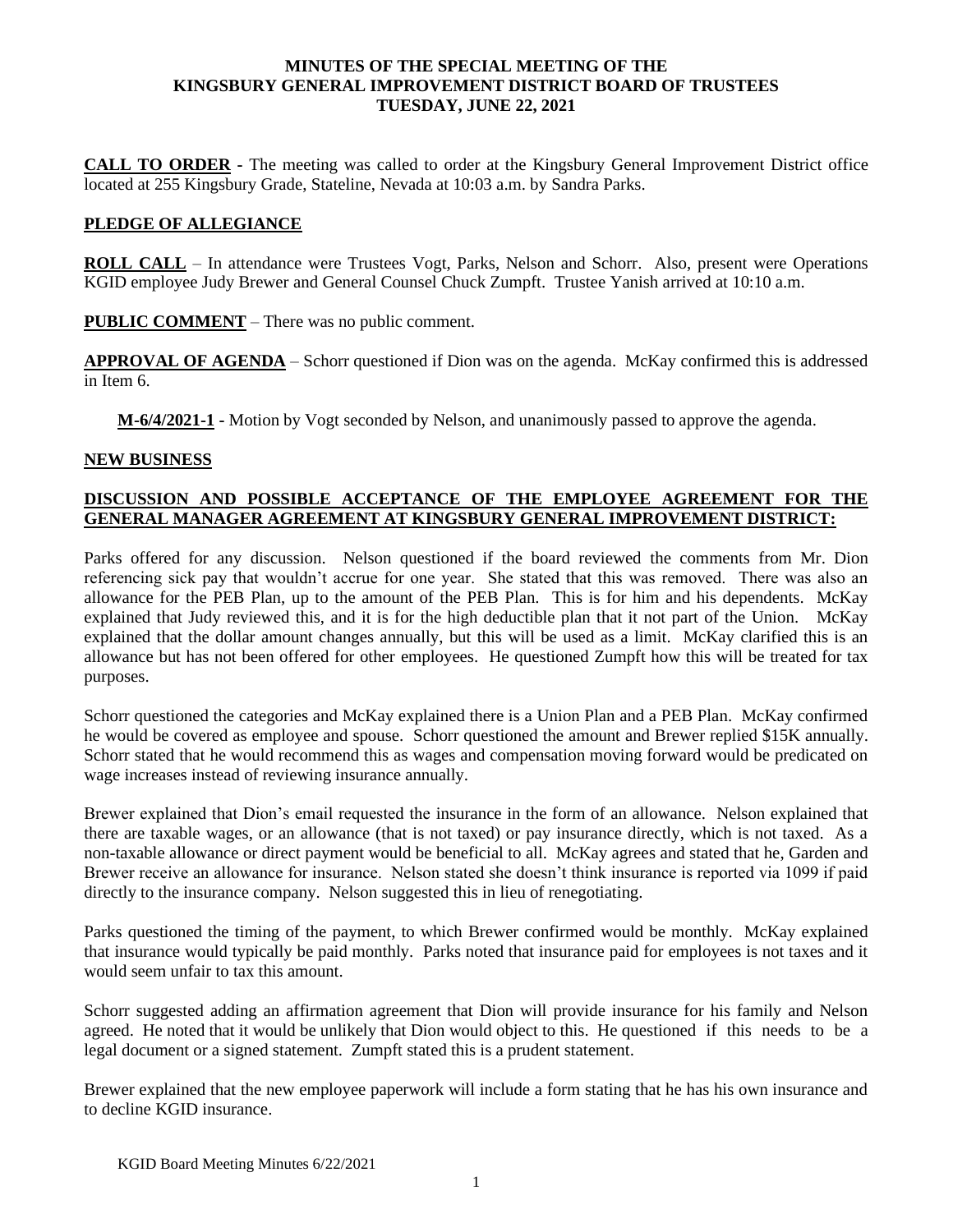# MINUTES OF THE SPECIAL MEETING OF THE KINGSBURY GENERAL IMPROVEMENT DISTRICT BOARD OF TRUSTEES TUESDAY, JUNE 22, 2021

**CALL TO ORDER** - The meeting was called to order at the Kingsbury General Improvement District office located at 255 Kingsbury Grade, Stateline, Nevada at 10:03 a.m. by Sandra Parks.

**PLEDGE OF ALLEGIANCE**

**ROLL CALL** – In attendance were Trustees Vogt, Parks, Nelson and Schorr. Also, present were Operations KGID employee Judy Brewer and General Counsel Chuck Zumpft. Trustee Yanish arrived at 10:10 a.m.

**PUBLIC COMMENT** – There was no public comment.

**APPROVAL OF AGENDA** – Schorr questioned if Dion was on the agenda. McKay confirmed this is addressed in Item 6.

> **M-6/4/2021-1 -** Motion by Vogt seconded by Nelson, and unanimously passed to approve the agenda.

**NEW BUSINESS**

**DISCUSSION AND POSSIBLE ACCEPTANCE OF THE EMPLOYEE AGREEMENT FOR THE GENERAL MANAGER AGREEMENT AT KINGSBURY GENERAL IMPROVEMENT DISTRICT:**

Parks offered for any discussion. Nelson questioned if the board reviewed the comments from Mr. Dion referencing sick pay that wouldn't accrue for one year. She stated that this was removed. There was also an allowance for the PEB Plan, up to the amount of the PEB Plan. This is for him and his dependents. McKay explained that Judy reviewed this, and it is for the high deductible plan that it not part of the Union. McKay explained that the dollar amount changes annually, but this will be used as a limit. McKay clarified this is an allowance but has not been offered for other employees. He questioned Zumpft how this will be treated for tax purposes.

Schorr questioned the categories and McKay explained there is a Union Plan and a PEB Plan. McKay confirmed he would be covered as employee and spouse. Schorr questioned the amount and Brewer replied \$15K annually. Schorr stated that he would recommend this as wages and compensation moving forward would be predicated on wage increases instead of reviewing insurance annually.

Brewer explained that Dion's email requested the insurance in the form of an allowance. Nelson explained that there are taxable wages, or an allowance (that is not taxed) or pay insurance directly, which is not taxed. As a non-taxable allowance or direct payment would be beneficial to all. McKay agrees and stated that he, Garden and Brewer receive an allowance for insurance. Nelson stated she doesn't think insurance is reported via 1099 if paid directly to the insurance company. Nelson suggested this in lieu of renegotiating.

Parks questioned the timing of the payment, to which Brewer confirmed would be monthly. McKay explained that insurance would typically be paid monthly. Parks noted that insurance paid for employees is not taxes and it would seem unfair to tax this amount.

Schorr suggested adding an affirmation agreement that Dion will provide insurance for his family and Nelson agreed. He noted that it would be unlikely that Dion would object to this. He questioned if this needs to be a legal document or a signed statement. Zumpft stated this is a prudent statement.

Brewer explained that the new employee paperwork will include a form stating that he has his own insurance and to decline KGID insurance.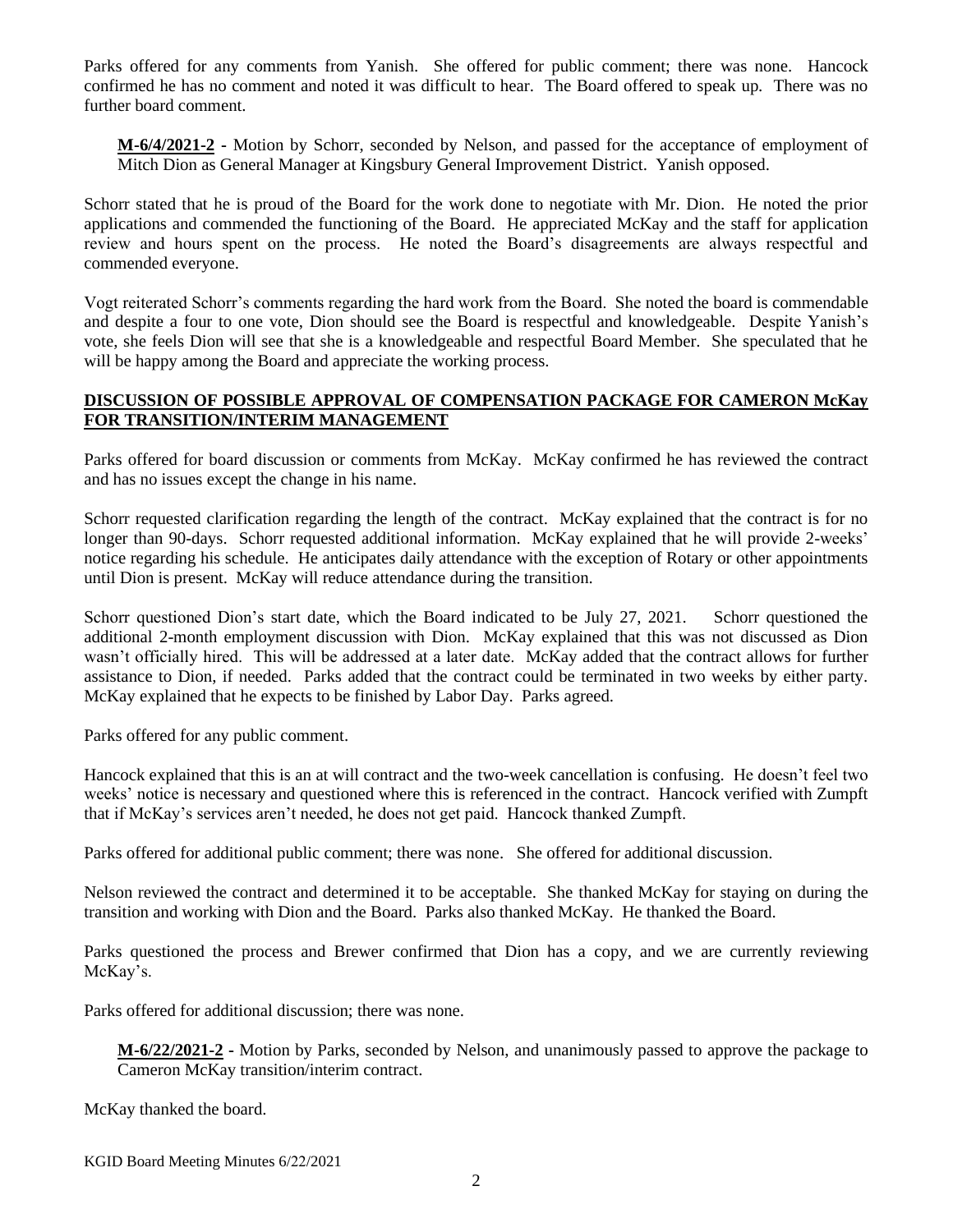Parks offered for any comments from Yanish. She offered for public comment; there was none. Hancock confirmed he has no comment and noted it was difficult to hear. The Board offered to speak up. There was no further board comment.

> **M-6/4/2021-2** - Motion by Schorr, seconded by Nelson, and passed for the acceptance of employment of Mitch Dion as General Manager at Kingsbury General Improvement District. Yanish opposed.

Schorr stated that he is proud of the Board for the work done to negotiate with Mr. Dion. He noted the prior applications and commended the functioning of the Board. He appreciated McKay and the staff for application review and hours spent on the process. He noted the Board's disagreements are always respectful and commended everyone.

Vogt reiterated Schorr's comments regarding the hard work from the Board. She noted the board is commendable and despite a four to one vote, Dion should see the Board is respectful and knowledgeable. Despite Yanish's vote, she feels Dion will see that she is a knowledgeable and respectful Board Member. She speculated that he will be happy among the Board and appreciate the working process.

## DISCUSSION OF POSSIBLE APPROVAL OF COMPENSATION PACKAGE FOR CAMERON McKay FOR TRANSITION/INTERIM MANAGEMENT

Parks offered for board discussion or comments from McKay. McKay confirmed he has reviewed the contract and has no issues except the change in his name.

Schorr requested clarification regarding the length of the contract. McKay explained that the contract is for no longer than 90-days. Schorr requested additional information. McKay explained that he will provide 2-weeks' notice regarding his schedule. He anticipates daily attendance with the exception of Rotary or other appointments until Dion is present. McKay will reduce attendance during the transition.

Schorr questioned Dion's start date, which the Board indicated to be July 27, 2021. Schorr questioned the additional 2-month employment discussion with Dion. McKay explained that this was not discussed as Dion wasn't officially hired. This will be addressed at a later date. McKay added that the contract allows for further assistance to Dion, if needed. Parks added that the contract could be terminated in two weeks by either party. McKay explained that he expects to be finished by Labor Day. Parks agreed.

Parks offered for any public comment.

Hancock explained that this is an at will contract and the two-week cancellation is confusing. He doesn't feel two weeks' notice is necessary and questioned where this is referenced in the contract. Hancock verified with Zumpft that if McKay's services aren't needed, he does not get paid. Hancock thanked Zumpft.

Parks offered for additional public comment; there was none. She offered for additional discussion.

Nelson reviewed the contract and determined it to be acceptable. She thanked McKay for staying on during the transition and working with Dion and the Board. Parks also thanked McKay. He thanked the Board.

Parks questioned the process and Brewer confirmed that Dion has a copy, and we are currently reviewing McKay's.

Parks offered for additional discussion; there was none.

> **M-6/22/2021-2** - Motion by Parks, seconded by Nelson, and unanimously passed to approve the package to Cameron McKay transition/interim contract.

McKay thanked the board.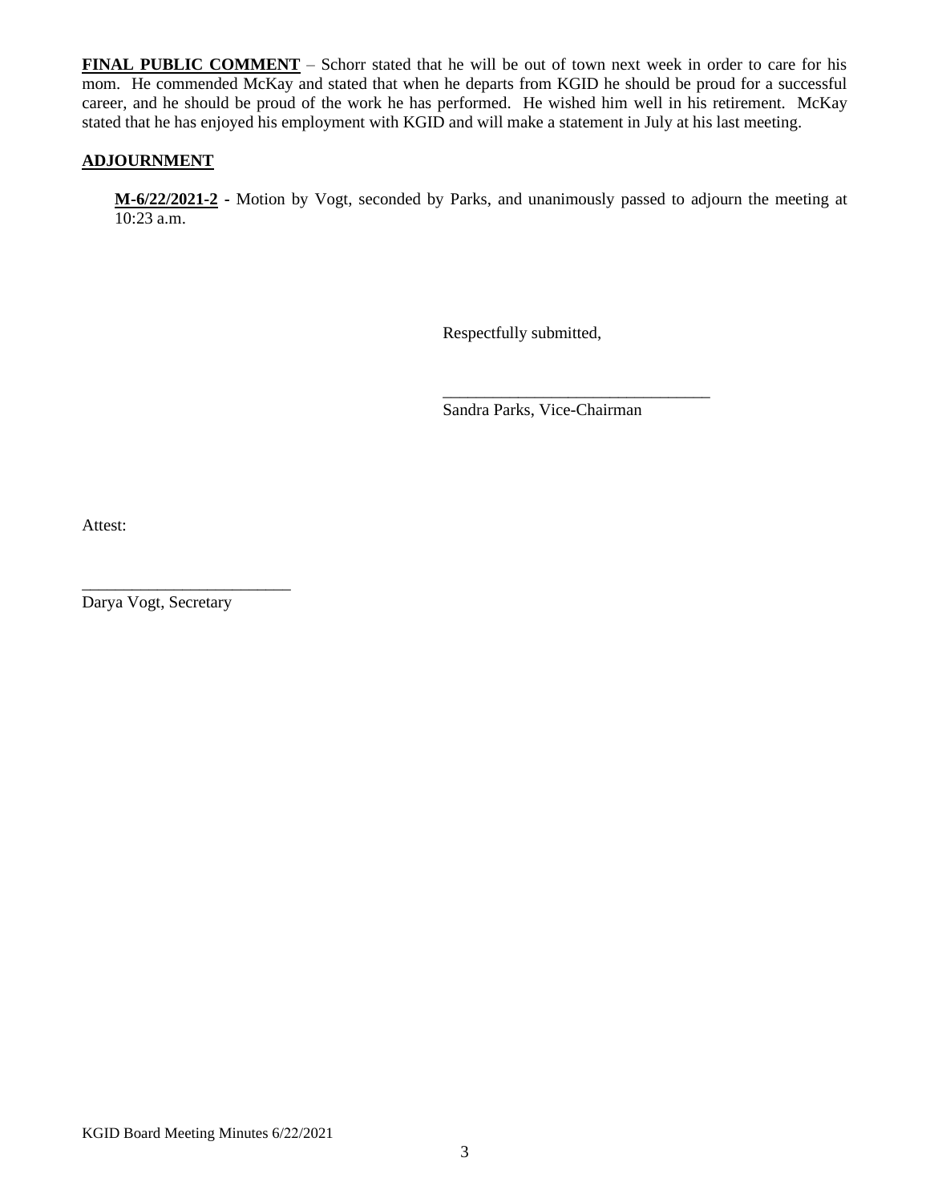**FINAL PUBLIC COMMENT** – Schorr stated that he will be out of town next week in order to care for his mom. He commended McKay and stated that when he departs from KGID he should be proud for a successful career, and he should be proud of the work he has performed. He wished him well in his retirement. McKay stated that he has enjoyed his employment with KGID and will make a statement in July at his last meeting.

**ADJOURNMENT**

**M-6/22/2021-2** - Motion by Vogt, seconded by Parks, and unanimously passed to adjourn the meeting at 10:23 a.m.

Respectfully submitted,

________________________________
Sandra Parks, Vice-Chairman

Attest:

__________________________
Darya Vogt, Secretary